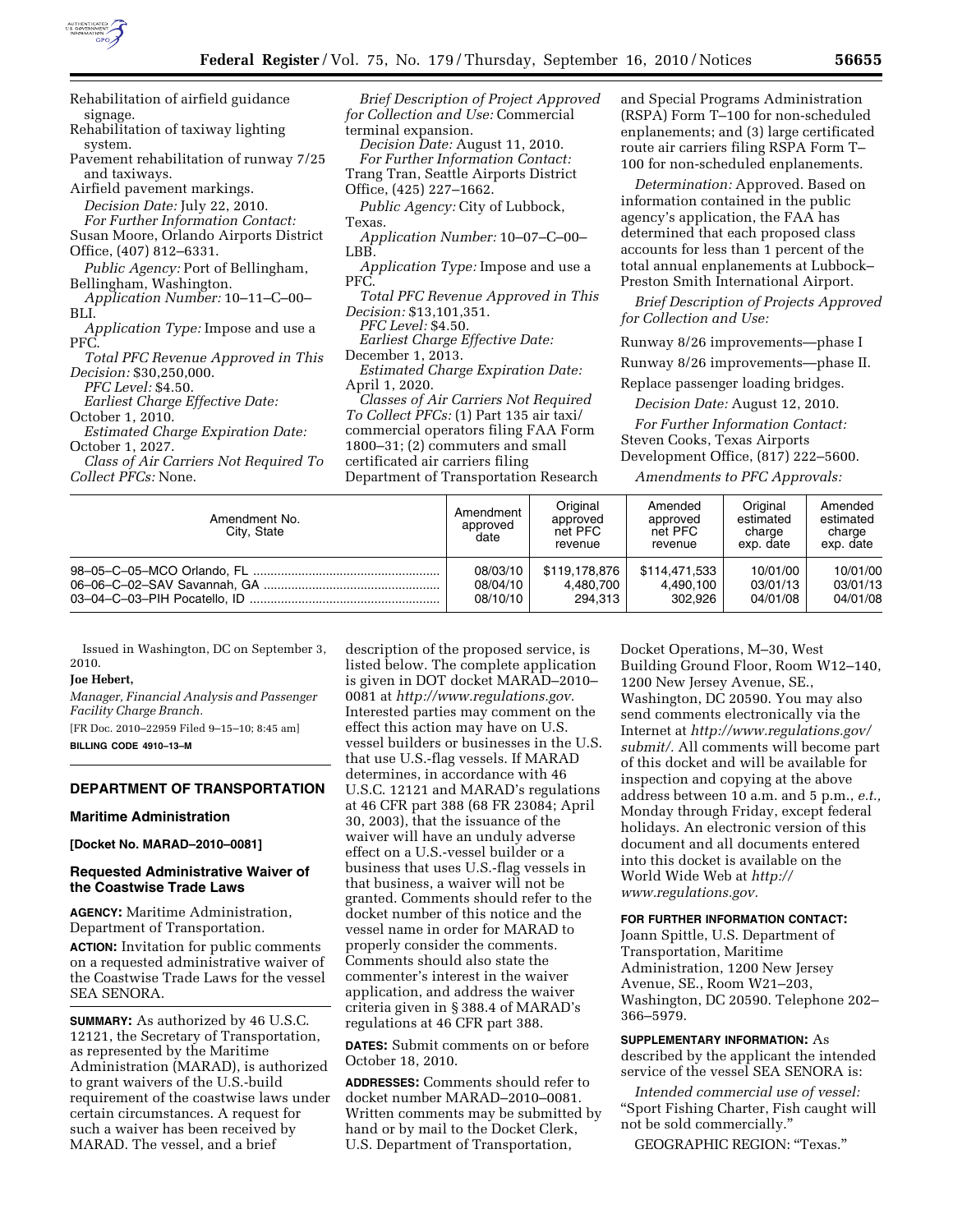Rehabilitation of airfield guidance signage.
Rehabilitation of taxiway lighting system.
Pavement rehabilitation of runway 7/25 and taxiways.
Airfield pavement markings.

*Decision Date:* July 22, 2010.

*For Further Information Contact:* Susan Moore, Orlando Airports District Office, (407) 812–6331.

*Public Agency:* Port of Bellingham, Bellingham, Washington.

*Application Number:* 10–11–C–00–BLI.

*Application Type:* Impose and use a PFC.

*Total PFC Revenue Approved in This Decision:* $30,250,000.

*PFC Level:* $4.50.

*Earliest Charge Effective Date:* October 1, 2010.

*Estimated Charge Expiration Date:* October 1, 2027.

*Class of Air Carriers Not Required To Collect PFCs:* None.

*Brief Description of Project Approved for Collection and Use:* Commercial terminal expansion.

*Decision Date:* August 11, 2010.

*For Further Information Contact:* Trang Tran, Seattle Airports District Office, (425) 227–1662.

*Public Agency:* City of Lubbock, Texas.

*Application Number:* 10–07–C–00–LBB.

*Application Type:* Impose and use a PFC.

*Total PFC Revenue Approved in This Decision:* $13,101,351.

*PFC Level:* $4.50.

*Earliest Charge Effective Date:* December 1, 2013.

*Estimated Charge Expiration Date:* April 1, 2020.

*Classes of Air Carriers Not Required To Collect PFCs:* (1) Part 135 air taxi/commercial operators filing FAA Form 1800–31; (2) commuters and small certificated air carriers filing Department of Transportation Research and Special Programs Administration (RSPA) Form T–100 for non-scheduled enplanements; and (3) large certificated route air carriers filing RSPA Form T–100 for non-scheduled enplanements.

*Determination:* Approved. Based on information contained in the public agency's application, the FAA has determined that each proposed class accounts for less than 1 percent of the total annual enplanements at Lubbock–Preston Smith International Airport.

*Brief Description of Projects Approved for Collection and Use:*

Runway 8/26 improvements—phase I
Runway 8/26 improvements—phase II.
Replace passenger loading bridges.

*Decision Date:* August 12, 2010.

*For Further Information Contact:* Steven Cooks, Texas Airports Development Office, (817) 222–5600.

*Amendments to PFC Approvals:*

| Amendment No. City, State | Amendment approved date | Original approved net PFC revenue | Amended approved net PFC revenue | Original estimated charge exp. date | Amended estimated charge exp. date |
|---|---|---|---|---|---|
| 98–05–C–05–MCO Orlando, FL | 08/03/10 | $119,178,876 | $114,471,533 | 10/01/00 | 10/01/00 |
| 06–06–C–02–SAV Savannah, GA | 08/04/10 | 4,480,700 | 4,490,100 | 03/01/13 | 03/01/13 |
| 03–04–C–03–PIH Pocatello, ID | 08/10/10 | 294,313 | 302,926 | 04/01/08 | 04/01/08 |

Issued in Washington, DC on September 3, 2010.

**Joe Hebert,**

*Manager, Financial Analysis and Passenger Facility Charge Branch.*

[FR Doc. 2010–22959 Filed 9–15–10; 8:45 am]

**BILLING CODE 4910–13–M**

## DEPARTMENT OF TRANSPORTATION

### Maritime Administration

**[Docket No. MARAD–2010–0081]**

### Requested Administrative Waiver of the Coastwise Trade Laws

**AGENCY:** Maritime Administration, Department of Transportation.

**ACTION:** Invitation for public comments on a requested administrative waiver of the Coastwise Trade Laws for the vessel SEA SENORA.

**SUMMARY:** As authorized by 46 U.S.C. 12121, the Secretary of Transportation, as represented by the Maritime Administration (MARAD), is authorized to grant waivers of the U.S.-build requirement of the coastwise laws under certain circumstances. A request for such a waiver has been received by MARAD. The vessel, and a brief description of the proposed service, is listed below. The complete application is given in DOT docket MARAD–2010–0081 at *http://www.regulations.gov.* Interested parties may comment on the effect this action may have on U.S. vessel builders or businesses in the U.S. that use U.S.-flag vessels. If MARAD determines, in accordance with 46 U.S.C. 12121 and MARAD's regulations at 46 CFR part 388 (68 FR 23084; April 30, 2003), that the issuance of the waiver will have an unduly adverse effect on a U.S.-vessel builder or a business that uses U.S.-flag vessels in that business, a waiver will not be granted. Comments should refer to the docket number of this notice and the vessel name in order for MARAD to properly consider the comments. Comments should also state the commenter's interest in the waiver application, and address the waiver criteria given in § 388.4 of MARAD's regulations at 46 CFR part 388.

**DATES:** Submit comments on or before October 18, 2010.

**ADDRESSES:** Comments should refer to docket number MARAD–2010–0081. Written comments may be submitted by hand or by mail to the Docket Clerk, U.S. Department of Transportation, Docket Operations, M–30, West Building Ground Floor, Room W12–140, 1200 New Jersey Avenue, SE., Washington, DC 20590. You may also send comments electronically via the Internet at *http://www.regulations.gov/submit/.* All comments will become part of this docket and will be available for inspection and copying at the above address between 10 a.m. and 5 p.m., *e.t.,* Monday through Friday, except federal holidays. An electronic version of this document and all documents entered into this docket is available on the World Wide Web at *http://www.regulations.gov.*

**FOR FURTHER INFORMATION CONTACT:** Joann Spittle, U.S. Department of Transportation, Maritime Administration, 1200 New Jersey Avenue, SE., Room W21–203, Washington, DC 20590. Telephone 202–366–5979.

**SUPPLEMENTARY INFORMATION:** As described by the applicant the intended service of the vessel SEA SENORA is:

*Intended commercial use of vessel:* "Sport Fishing Charter, Fish caught will not be sold commercially."

GEOGRAPHIC REGION: "Texas."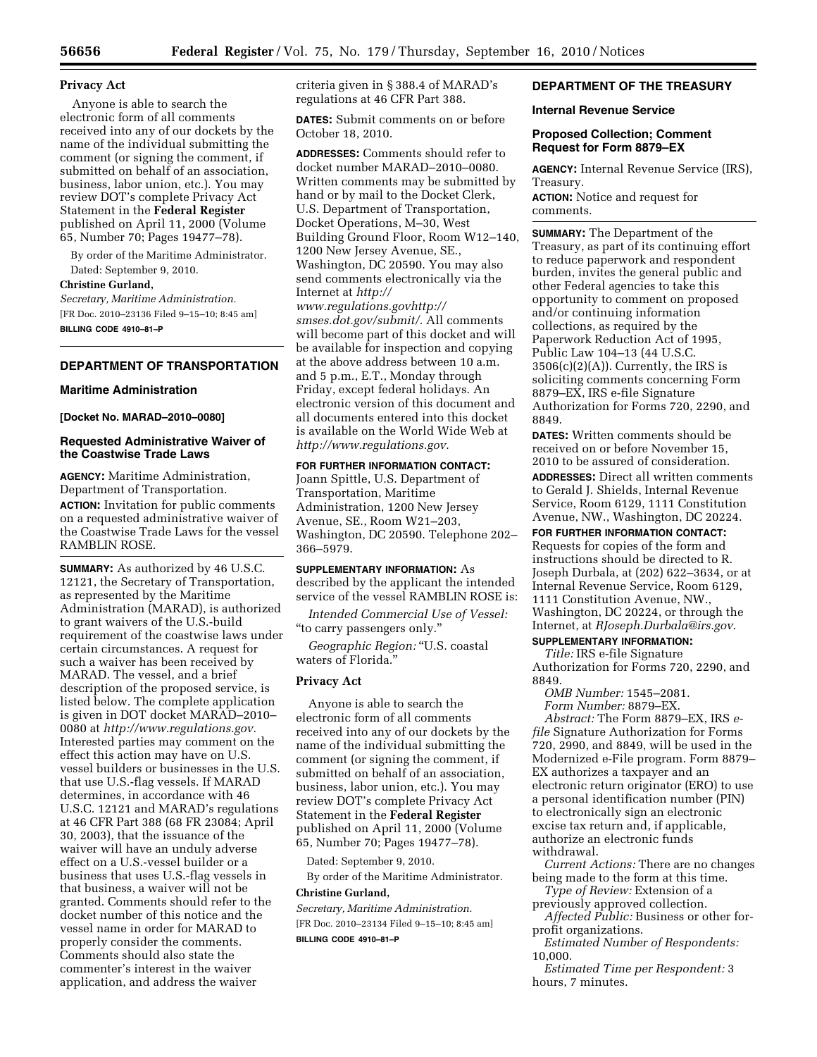## Privacy Act

Anyone is able to search the electronic form of all comments received into any of our dockets by the name of the individual submitting the comment (or signing the comment, if submitted on behalf of an association, business, labor union, etc.). You may review DOT's complete Privacy Act Statement in the **Federal Register** published on April 11, 2000 (Volume 65, Number 70; Pages 19477–78).

By order of the Maritime Administrator.

Dated: September 9, 2010.

**Christine Gurland,**

*Secretary, Maritime Administration.*

[FR Doc. 2010–23136 Filed 9–15–10; 8:45 am]

**BILLING CODE 4910–81–P**

---

# DEPARTMENT OF TRANSPORTATION

## Maritime Administration

**[Docket No. MARAD–2010–0080]**

## Requested Administrative Waiver of the Coastwise Trade Laws

**AGENCY:** Maritime Administration, Department of Transportation.

**ACTION:** Invitation for public comments on a requested administrative waiver of the Coastwise Trade Laws for the vessel RAMBLIN ROSE.

**SUMMARY:** As authorized by 46 U.S.C. 12121, the Secretary of Transportation, as represented by the Maritime Administration (MARAD), is authorized to grant waivers of the U.S.-build requirement of the coastwise laws under certain circumstances. A request for such a waiver has been received by MARAD. The vessel, and a brief description of the proposed service, is listed below. The complete application is given in DOT docket MARAD–2010–0080 at *http://www.regulations.gov.* Interested parties may comment on the effect this action may have on U.S. vessel builders or businesses in the U.S. that use U.S.-flag vessels. If MARAD determines, in accordance with 46 U.S.C. 12121 and MARAD's regulations at 46 CFR Part 388 (68 FR 23084; April 30, 2003), that the issuance of the waiver will have an unduly adverse effect on a U.S.-vessel builder or a business that uses U.S.-flag vessels in that business, a waiver will not be granted. Comments should refer to the docket number of this notice and the vessel name in order for MARAD to properly consider the comments. Comments should also state the commenter's interest in the waiver application, and address the waiver criteria given in § 388.4 of MARAD's regulations at 46 CFR Part 388.

**DATES:** Submit comments on or before October 18, 2010.

**ADDRESSES:** Comments should refer to docket number MARAD–2010–0080. Written comments may be submitted by hand or by mail to the Docket Clerk, U.S. Department of Transportation, Docket Operations, M–30, West Building Ground Floor, Room W12–140, 1200 New Jersey Avenue, SE., Washington, DC 20590. You may also send comments electronically via the Internet at *http://www.regulations.govhttp://smses.dot.gov/submit/.* All comments will become part of this docket and will be available for inspection and copying at the above address between 10 a.m. and 5 p.m., E.T., Monday through Friday, except federal holidays. An electronic version of this document and all documents entered into this docket is available on the World Wide Web at *http://www.regulations.gov.*

**FOR FURTHER INFORMATION CONTACT:** Joann Spittle, U.S. Department of Transportation, Maritime Administration, 1200 New Jersey Avenue, SE., Room W21–203, Washington, DC 20590. Telephone 202–366–5979.

**SUPPLEMENTARY INFORMATION:** As described by the applicant the intended service of the vessel RAMBLIN ROSE is:

*Intended Commercial Use of Vessel:* "to carry passengers only."

*Geographic Region:* "U.S. coastal waters of Florida."

## Privacy Act

Anyone is able to search the electronic form of all comments received into any of our dockets by the name of the individual submitting the comment (or signing the comment, if submitted on behalf of an association, business, labor union, etc.). You may review DOT's complete Privacy Act Statement in the **Federal Register** published on April 11, 2000 (Volume 65, Number 70; Pages 19477–78).

Dated: September 9, 2010.

By order of the Maritime Administrator.

**Christine Gurland,**

*Secretary, Maritime Administration.*

[FR Doc. 2010–23134 Filed 9–15–10; 8:45 am]

**BILLING CODE 4910–81–P**

---

# DEPARTMENT OF THE TREASURY

## Internal Revenue Service

## Proposed Collection; Comment Request for Form 8879–EX

**AGENCY:** Internal Revenue Service (IRS), Treasury.

**ACTION:** Notice and request for comments.

**SUMMARY:** The Department of the Treasury, as part of its continuing effort to reduce paperwork and respondent burden, invites the general public and other Federal agencies to take this opportunity to comment on proposed and/or continuing information collections, as required by the Paperwork Reduction Act of 1995, Public Law 104–13 (44 U.S.C. 3506(c)(2)(A)). Currently, the IRS is soliciting comments concerning Form 8879–EX, IRS e-file Signature Authorization for Forms 720, 2290, and 8849.

**DATES:** Written comments should be received on or before November 15, 2010 to be assured of consideration.

**ADDRESSES:** Direct all written comments to Gerald J. Shields, Internal Revenue Service, Room 6129, 1111 Constitution Avenue, NW., Washington, DC 20224.

**FOR FURTHER INFORMATION CONTACT:** Requests for copies of the form and instructions should be directed to R. Joseph Durbala, at (202) 622–3634, or at Internal Revenue Service, Room 6129, 1111 Constitution Avenue, NW., Washington, DC 20224, or through the Internet, at *RJoseph.Durbala@irs.gov*.

**SUPPLEMENTARY INFORMATION:**

*Title:* IRS e-file Signature Authorization for Forms 720, 2290, and 8849.

*OMB Number:* 1545–2081.

*Form Number:* 8879–EX.

*Abstract:* The Form 8879–EX, IRS *e-file* Signature Authorization for Forms 720, 2990, and 8849, will be used in the Modernized e-File program. Form 8879–EX authorizes a taxpayer and an electronic return originator (ERO) to use a personal identification number (PIN) to electronically sign an electronic excise tax return and, if applicable, authorize an electronic funds withdrawal.

*Current Actions:* There are no changes being made to the form at this time.

*Type of Review:* Extension of a previously approved collection.

*Affected Public:* Business or other for-profit organizations.

*Estimated Number of Respondents:* 10,000.

*Estimated Time per Respondent:* 3 hours, 7 minutes.